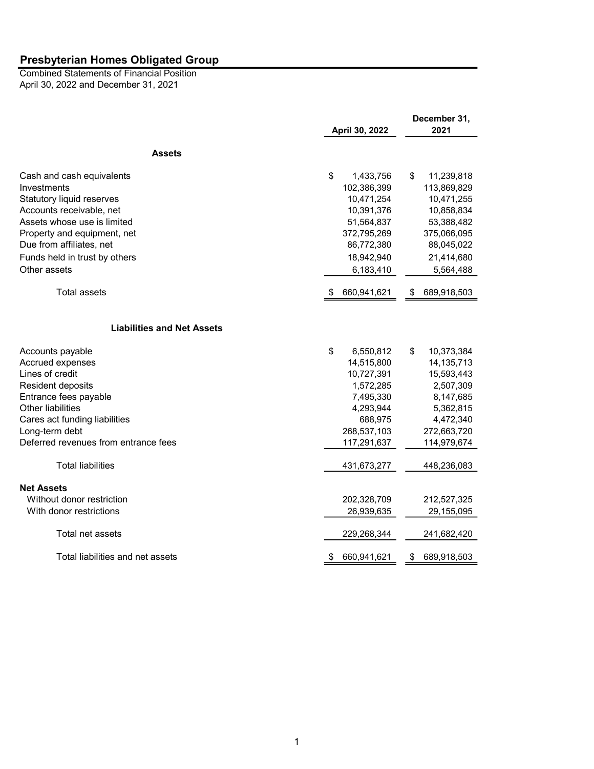# Presbyterian Homes Obligated Group

Combined Statements of Financial Position
April 30, 2022 and December 31, 2021

| | April 30, 2022 | December 31, 2021 |
|---|---|---|
| **Assets** | | |
| Cash and cash equivalents | $ 1,433,756 | $ 11,239,818 |
| Investments | 102,386,399 | 113,869,829 |
| Statutory liquid reserves | 10,471,254 | 10,471,255 |
| Accounts receivable, net | 10,391,376 | 10,858,834 |
| Assets whose use is limited | 51,564,837 | 53,388,482 |
| Property and equipment, net | 372,795,269 | 375,066,095 |
| Due from affiliates, net | 86,772,380 | 88,045,022 |
| Funds held in trust by others | 18,942,940 | 21,414,680 |
| Other assets | 6,183,410 | 5,564,488 |
| Total assets | $ 660,941,621 | $ 689,918,503 |
| **Liabilities and Net Assets** | | |
| Accounts payable | $ 6,550,812 | $ 10,373,384 |
| Accrued expenses | 14,515,800 | 14,135,713 |
| Lines of credit | 10,727,391 | 15,593,443 |
| Resident deposits | 1,572,285 | 2,507,309 |
| Entrance fees payable | 7,495,330 | 8,147,685 |
| Other liabilities | 4,293,944 | 5,362,815 |
| Cares act funding liabilities | 688,975 | 4,472,340 |
| Long-term debt | 268,537,103 | 272,663,720 |
| Deferred revenues from entrance fees | 117,291,637 | 114,979,674 |
| Total liabilities | 431,673,277 | 448,236,083 |
| **Net Assets** | | |
| Without donor restriction | 202,328,709 | 212,527,325 |
| With donor restrictions | 26,939,635 | 29,155,095 |
| Total net assets | 229,268,344 | 241,682,420 |
| Total liabilities and net assets | $ 660,941,621 | $ 689,918,503 |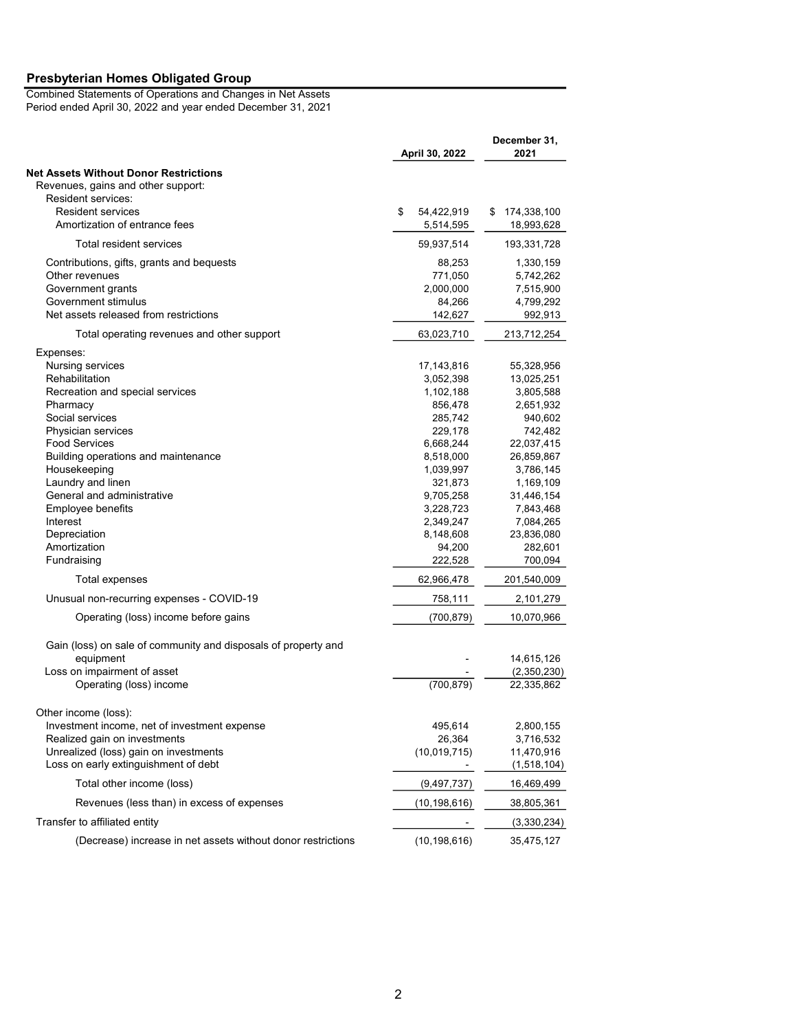## Presbyterian Homes Obligated Group

Combined Statements of Operations and Changes in Net Assets
Period ended April 30, 2022 and year ended December 31, 2021

| | April 30, 2022 | December 31, 2021 |
|---|---|---|
| **Net Assets Without Donor Restrictions** | | |
| Revenues, gains and other support: | | |
| Resident services: | | |
| Resident services | $ 54,422,919 | $ 174,338,100 |
| Amortization of entrance fees | 5,514,595 | 18,993,628 |
| Total resident services | 59,937,514 | 193,331,728 |
| Contributions, gifts, grants and bequests | 88,253 | 1,330,159 |
| Other revenues | 771,050 | 5,742,262 |
| Government grants | 2,000,000 | 7,515,900 |
| Government stimulus | 84,266 | 4,799,292 |
| Net assets released from restrictions | 142,627 | 992,913 |
| Total operating revenues and other support | 63,023,710 | 213,712,254 |
| Expenses: | | |
| Nursing services | 17,143,816 | 55,328,956 |
| Rehabilitation | 3,052,398 | 13,025,251 |
| Recreation and special services | 1,102,188 | 3,805,588 |
| Pharmacy | 856,478 | 2,651,932 |
| Social services | 285,742 | 940,602 |
| Physician services | 229,178 | 742,482 |
| Food Services | 6,668,244 | 22,037,415 |
| Building operations and maintenance | 8,518,000 | 26,859,867 |
| Housekeeping | 1,039,997 | 3,786,145 |
| Laundry and linen | 321,873 | 1,169,109 |
| General and administrative | 9,705,258 | 31,446,154 |
| Employee benefits | 3,228,723 | 7,843,468 |
| Interest | 2,349,247 | 7,084,265 |
| Depreciation | 8,148,608 | 23,836,080 |
| Amortization | 94,200 | 282,601 |
| Fundraising | 222,528 | 700,094 |
| Total expenses | 62,966,478 | 201,540,009 |
| Unusual non-recurring expenses - COVID-19 | 758,111 | 2,101,279 |
| Operating (loss) income before gains | (700,879) | 10,070,966 |
| Gain (loss) on sale of community and disposals of property and equipment | - | 14,615,126 |
| Loss on impairment of asset | - | (2,350,230) |
| Operating (loss) income | (700,879) | 22,335,862 |
| Other income (loss): | | |
| Investment income, net of investment expense | 495,614 | 2,800,155 |
| Realized gain on investments | 26,364 | 3,716,532 |
| Unrealized (loss) gain on investments | (10,019,715) | 11,470,916 |
| Loss on early extinguishment of debt | - | (1,518,104) |
| Total other income (loss) | (9,497,737) | 16,469,499 |
| Revenues (less than) in excess of expenses | (10,198,616) | 38,805,361 |
| Transfer to affiliated entity | - | (3,330,234) |
| (Decrease) increase in net assets without donor restrictions | (10,198,616) | 35,475,127 |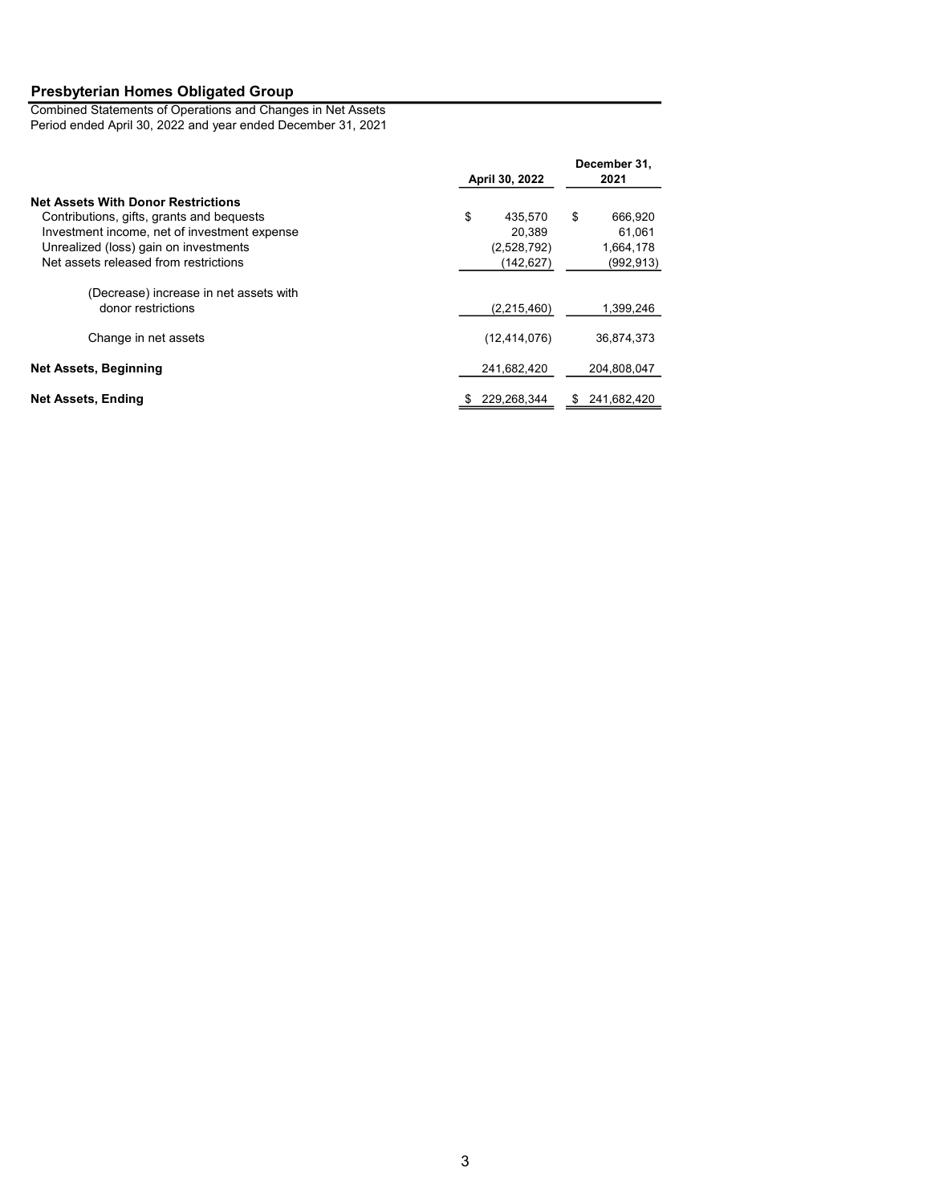## Presbyterian Homes Obligated Group

Combined Statements of Operations and Changes in Net Assets
Period ended April 30, 2022 and year ended December 31, 2021

| | April 30, 2022 | December 31, 2021 |
|---|---|---|
| **Net Assets With Donor Restrictions** | | |
| Contributions, gifts, grants and bequests | $ 435,570 | $ 666,920 |
| Investment income, net of investment expense | 20,389 | 61,061 |
| Unrealized (loss) gain on investments | (2,528,792) | 1,664,178 |
| Net assets released from restrictions | (142,627) | (992,913) |
| (Decrease) increase in net assets with donor restrictions | (2,215,460) | 1,399,246 |
| Change in net assets | (12,414,076) | 36,874,373 |
| **Net Assets, Beginning** | 241,682,420 | 204,808,047 |
| **Net Assets, Ending** | $ 229,268,344 | $ 241,682,420 |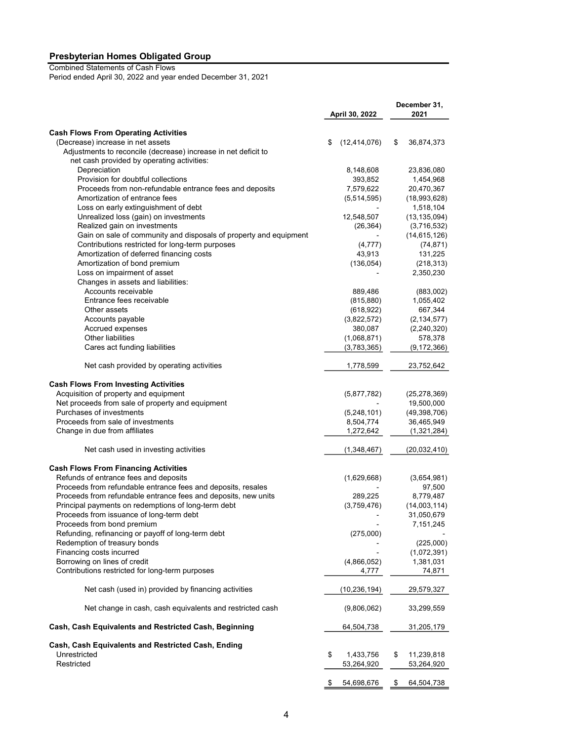## Presbyterian Homes Obligated Group

Combined Statements of Cash Flows
Period ended April 30, 2022 and year ended December 31, 2021

| | April 30, 2022 | December 31, 2021 |
|---|---|---|
| **Cash Flows From Operating Activities** | | |
| (Decrease) increase in net assets | $ (12,414,076) | $ 36,874,373 |
| Adjustments to reconcile (decrease) increase in net deficit to net cash provided by operating activities: | | |
| Depreciation | 8,148,608 | 23,836,080 |
| Provision for doubtful collections | 393,852 | 1,454,968 |
| Proceeds from non-refundable entrance fees and deposits | 7,579,622 | 20,470,367 |
| Amortization of entrance fees | (5,514,595) | (18,993,628) |
| Loss on early extinguishment of debt | - | 1,518,104 |
| Unrealized loss (gain) on investments | 12,548,507 | (13,135,094) |
| Realized gain on investments | (26,364) | (3,716,532) |
| Gain on sale of community and disposals of property and equipment | - | (14,615,126) |
| Contributions restricted for long-term purposes | (4,777) | (74,871) |
| Amortization of deferred financing costs | 43,913 | 131,225 |
| Amortization of bond premium | (136,054) | (218,313) |
| Loss on impairment of asset | - | 2,350,230 |
| Changes in assets and liabilities: | | |
| Accounts receivable | 889,486 | (883,002) |
| Entrance fees receivable | (815,880) | 1,055,402 |
| Other assets | (618,922) | 667,344 |
| Accounts payable | (3,822,572) | (2,134,577) |
| Accrued expenses | 380,087 | (2,240,320) |
| Other liabilities | (1,068,871) | 578,378 |
| Cares act funding liabilities | (3,783,365) | (9,172,366) |
| Net cash provided by operating activities | 1,778,599 | 23,752,642 |
| **Cash Flows From Investing Activities** | | |
| Acquisition of property and equipment | (5,877,782) | (25,278,369) |
| Net proceeds from sale of property and equipment | - | 19,500,000 |
| Purchases of investments | (5,248,101) | (49,398,706) |
| Proceeds from sale of investments | 8,504,774 | 36,465,949 |
| Change in due from affiliates | 1,272,642 | (1,321,284) |
| Net cash used in investing activities | (1,348,467) | (20,032,410) |
| **Cash Flows From Financing Activities** | | |
| Refunds of entrance fees and deposits | (1,629,668) | (3,654,981) |
| Proceeds from refundable entrance fees and deposits, resales | - | 97,500 |
| Proceeds from refundable entrance fees and deposits, new units | 289,225 | 8,779,487 |
| Principal payments on redemptions of long-term debt | (3,759,476) | (14,003,114) |
| Proceeds from issuance of long-term debt | - | 31,050,679 |
| Proceeds from bond premium | - | 7,151,245 |
| Refunding, refinancing or payoff of long-term debt | (275,000) | - |
| Redemption of treasury bonds | - | (225,000) |
| Financing costs incurred | - | (1,072,391) |
| Borrowing on lines of credit | (4,866,052) | 1,381,031 |
| Contributions restricted for long-term purposes | 4,777 | 74,871 |
| Net cash (used in) provided by financing activities | (10,236,194) | 29,579,327 |
| Net change in cash, cash equivalents and restricted cash | (9,806,062) | 33,299,559 |
| **Cash, Cash Equivalents and Restricted Cash, Beginning** | 64,504,738 | 31,205,179 |
| **Cash, Cash Equivalents and Restricted Cash, Ending** | | |
| Unrestricted | $ 1,433,756 | $ 11,239,818 |
| Restricted | 53,264,920 | 53,264,920 |
| | $ 54,698,676 | $ 64,504,738 |